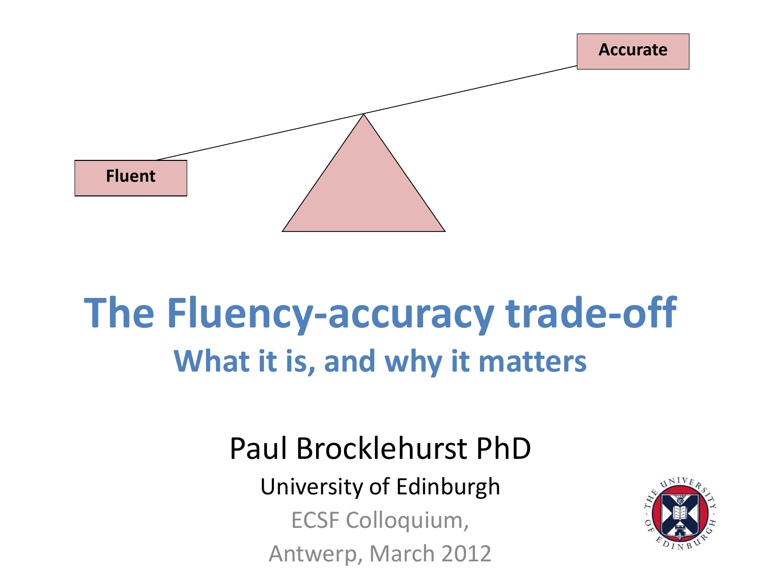Accurate

Fluent

# The Fluency-accuracy trade-off

## What it is, and why it matters

Paul Brocklehurst PhD

University of Edinburgh

ECSF Colloquium,

Antwerp, March 2012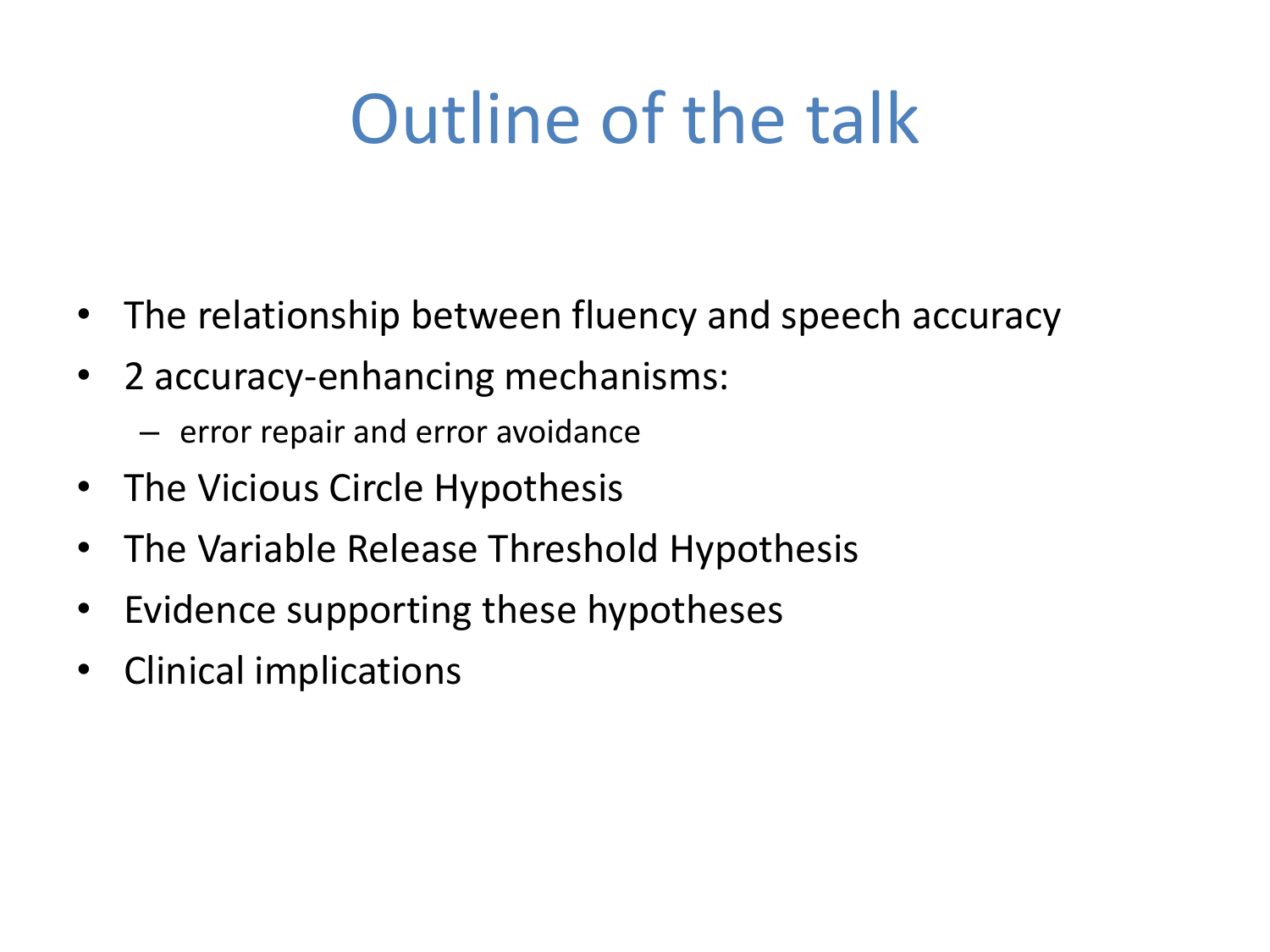# Outline of the talk

- The relationship between fluency and speech accuracy
- 2 accuracy-enhancing mechanisms:
  - error repair and error avoidance
- The Vicious Circle Hypothesis
- The Variable Release Threshold Hypothesis
- Evidence supporting these hypotheses
- Clinical implications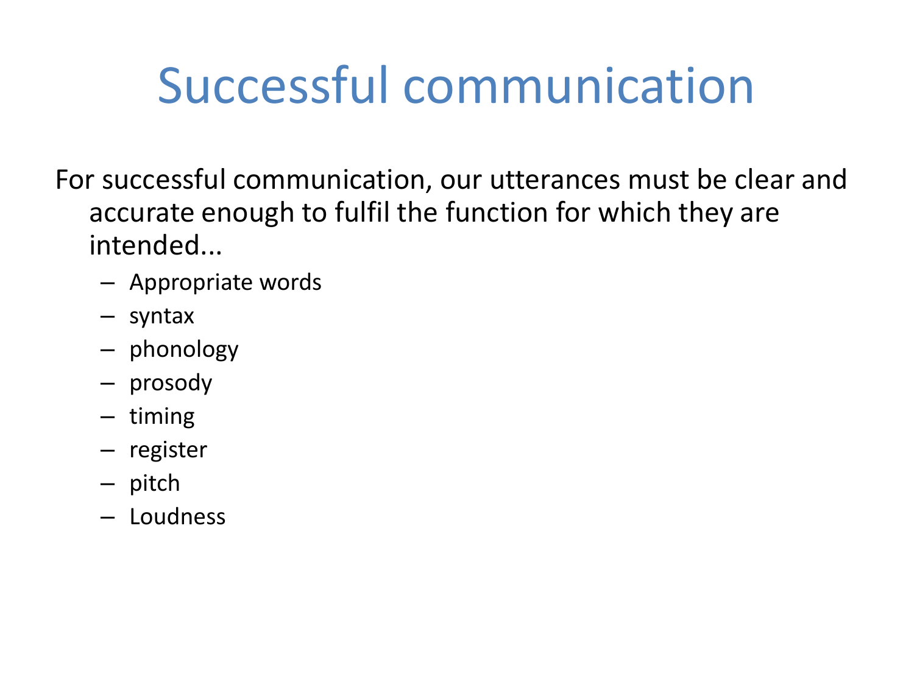# Successful communication

For successful communication, our utterances must be clear and accurate enough to fulfil the function for which they are intended...

- Appropriate words
- syntax
- phonology
- prosody
- timing
- register
- pitch
- Loudness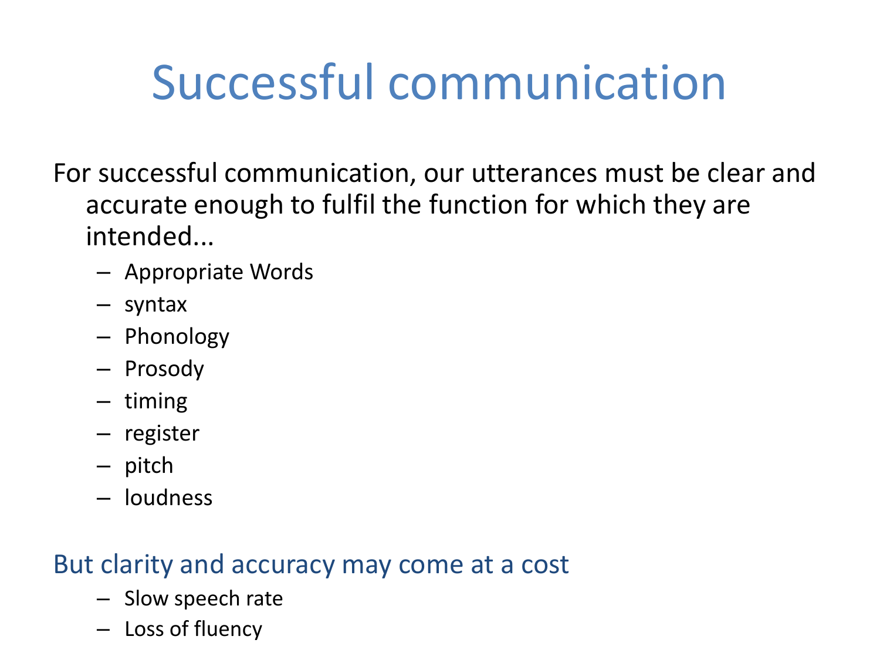# Successful communication

For successful communication, our utterances must be clear and accurate enough to fulfil the function for which they are intended...

- Appropriate Words
- syntax
- Phonology
- Prosody
- timing
- register
- pitch
- loudness

But clarity and accuracy may come at a cost

- Slow speech rate
- Loss of fluency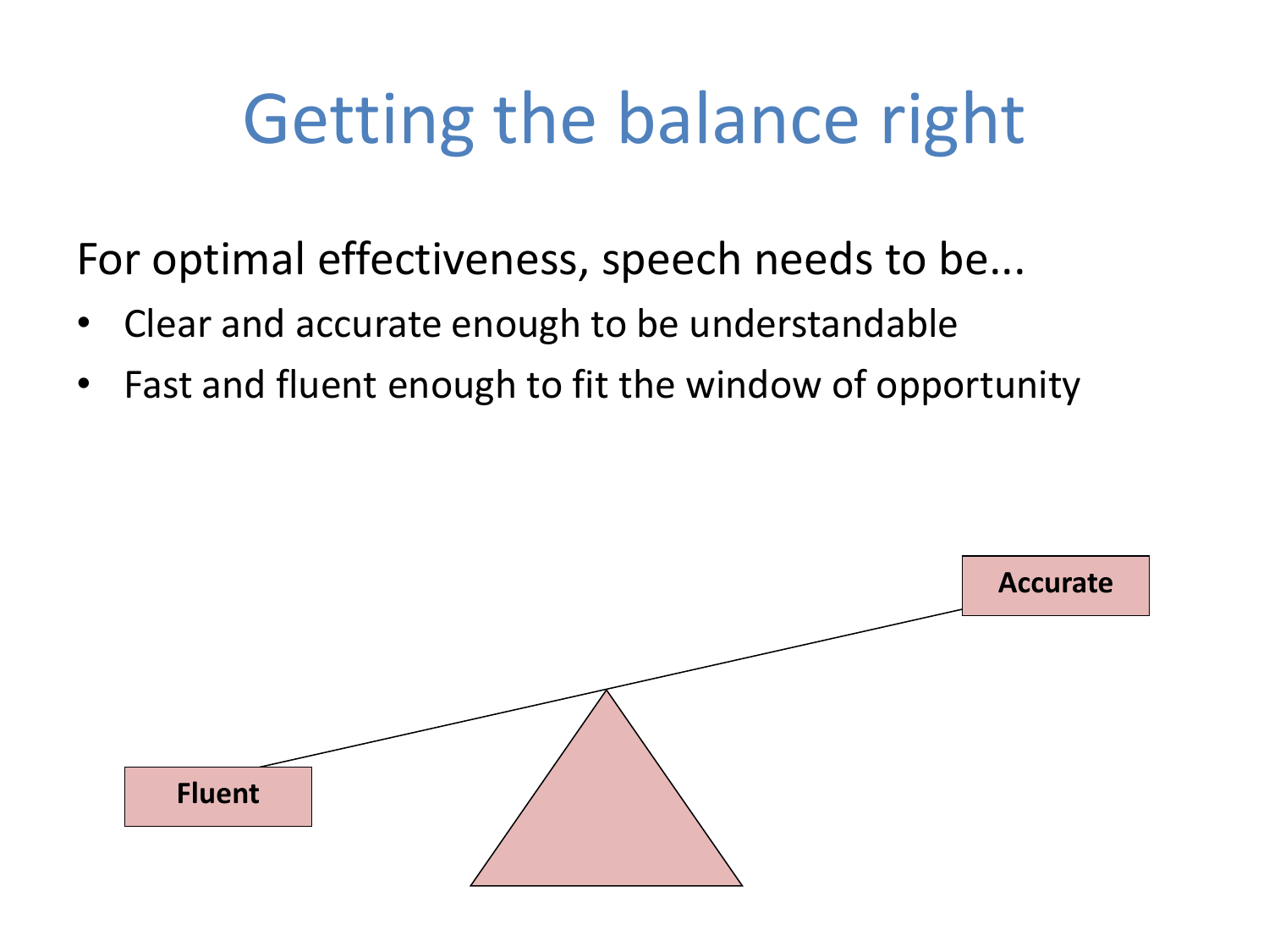# Getting the balance right

For optimal effectiveness, speech needs to be...

- Clear and accurate enough to be understandable
- Fast and fluent enough to fit the window of opportunity

**Accurate**

**Fluent**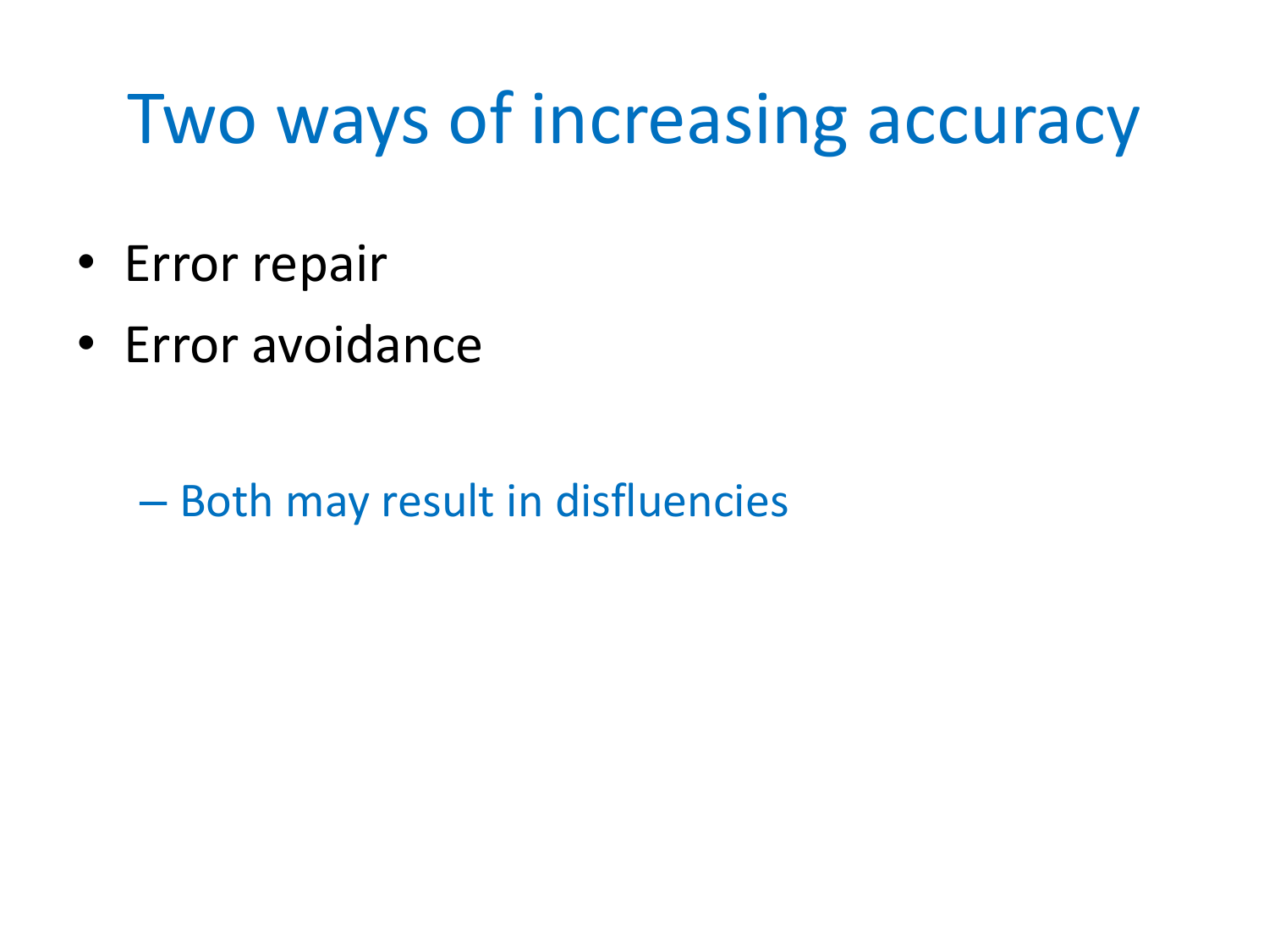# Two ways of increasing accuracy

- Error repair
- Error avoidance

  - Both may result in disfluencies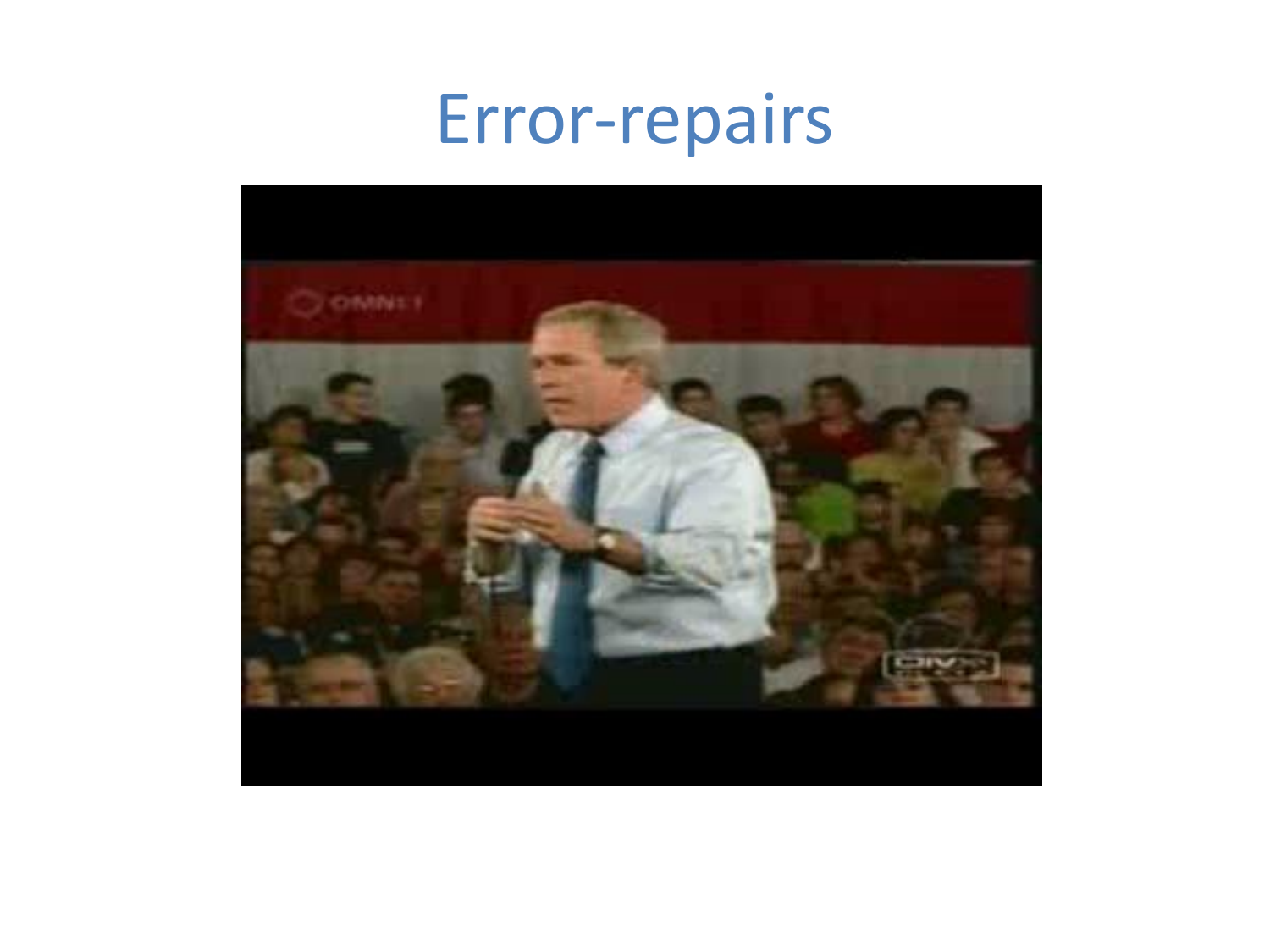# Error-repairs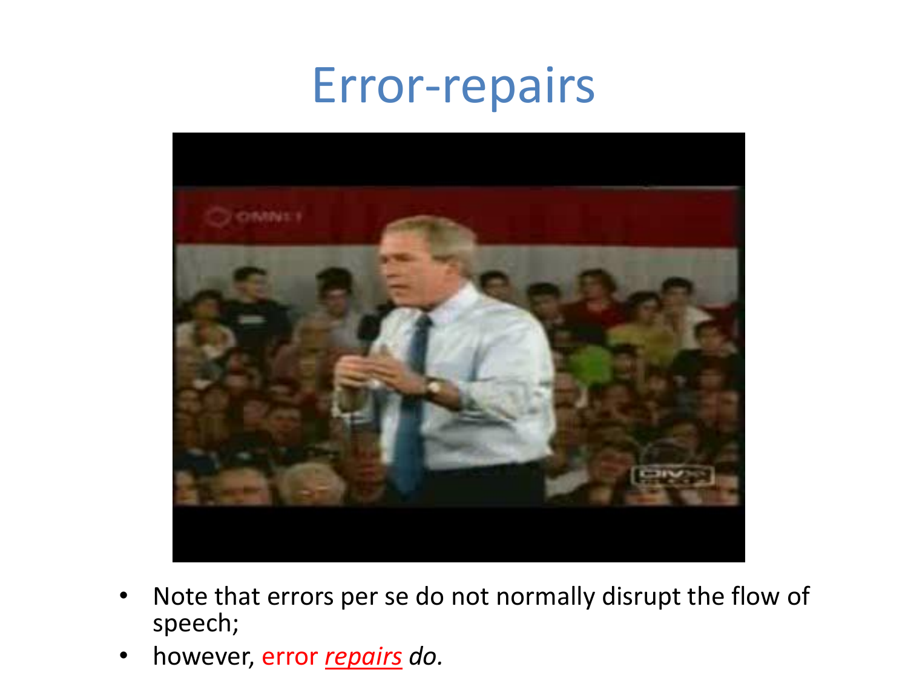# Error-repairs

- Note that errors per se do not normally disrupt the flow of speech;
- however, error *repairs* *do.*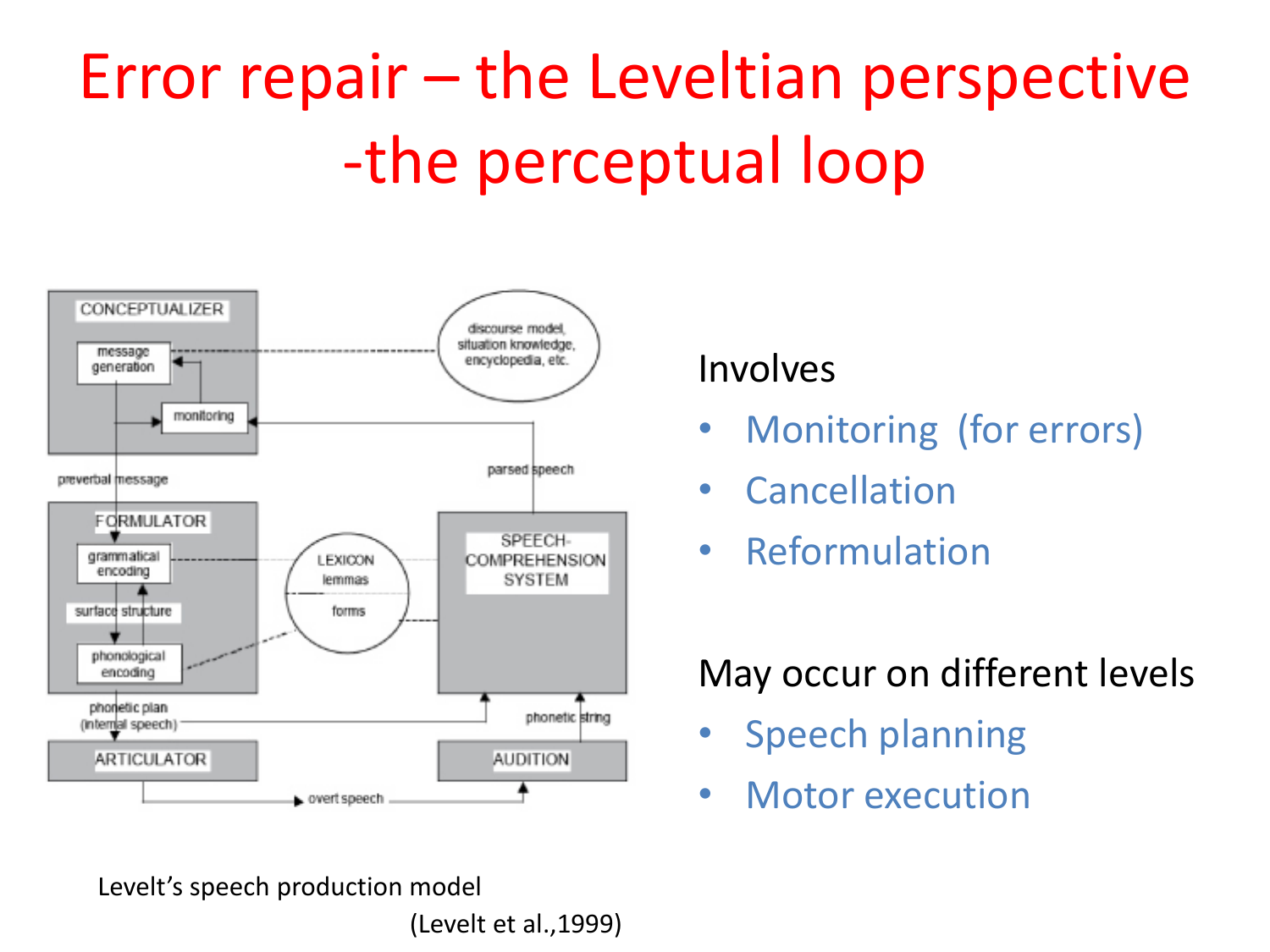# Error repair – the Leveltian perspective -the perceptual loop

Involves

- Monitoring (for errors)
- Cancellation
- Reformulation

May occur on different levels

- Speech planning
- Motor execution

Levelt's speech production model

(Levelt et al.,1999)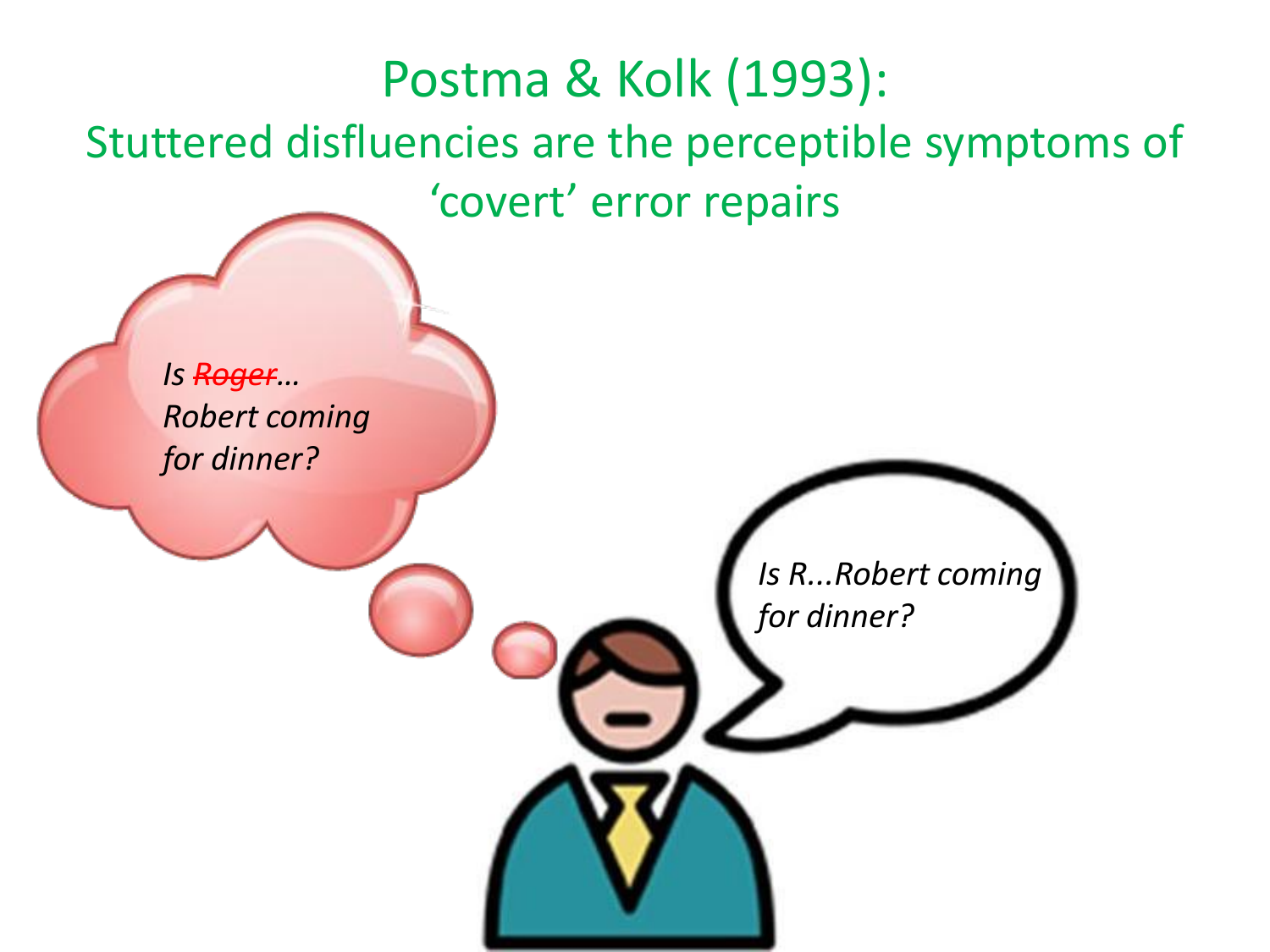# Postma & Kolk (1993):

## Stuttered disfluencies are the perceptible symptoms of 'covert' error repairs

*Is ~~Roger~~... Robert coming for dinner?*

*Is R...Robert coming for dinner?*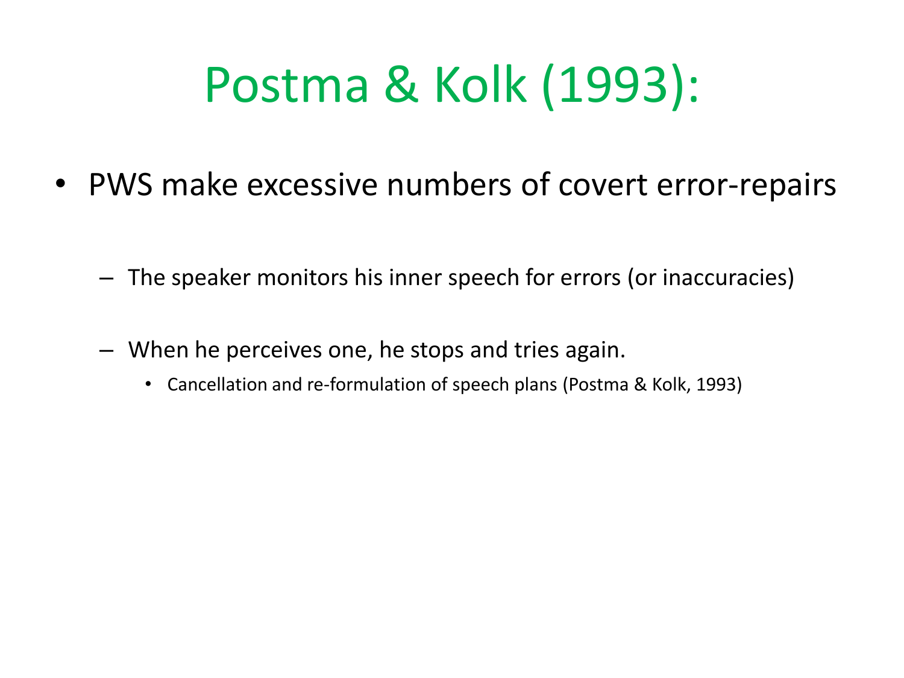# Postma & Kolk (1993):

- PWS make excessive numbers of covert error-repairs
  - The speaker monitors his inner speech for errors (or inaccuracies)
  - When he perceives one, he stops and tries again.
    - Cancellation and re-formulation of speech plans (Postma & Kolk, 1993)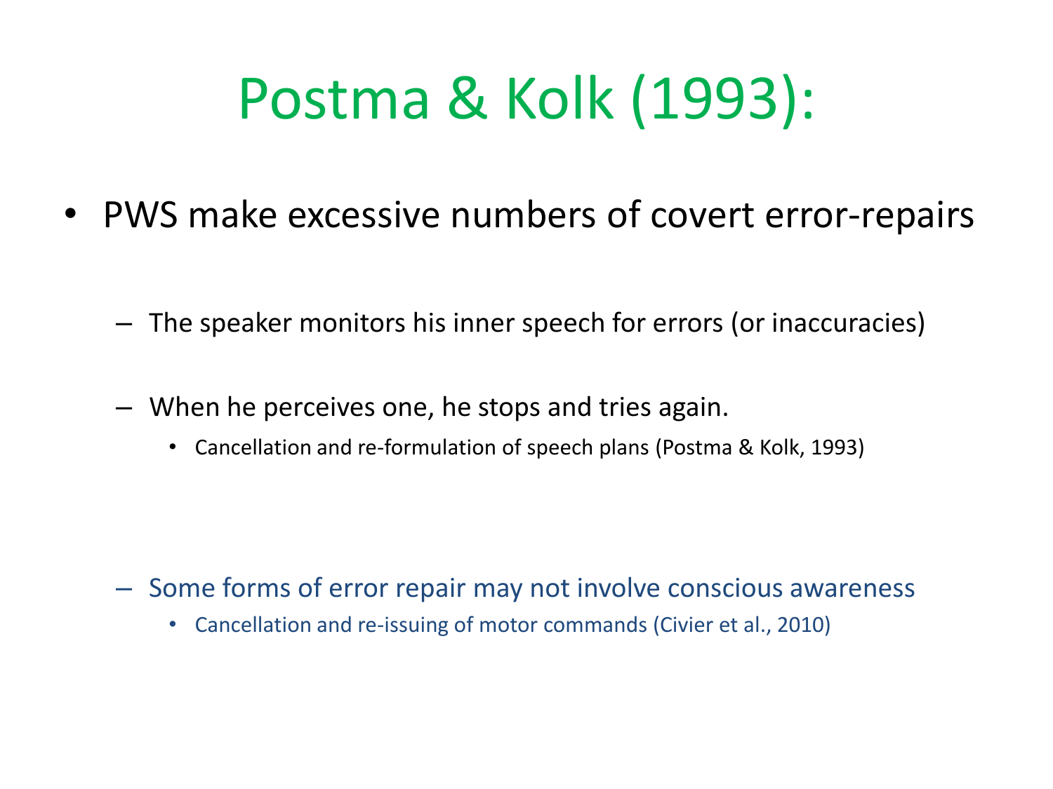# Postma & Kolk (1993):

- PWS make excessive numbers of covert error-repairs
  - The speaker monitors his inner speech for errors (or inaccuracies)
  - When he perceives one, he stops and tries again.
    - Cancellation and re-formulation of speech plans (Postma & Kolk, 1993)
  - Some forms of error repair may not involve conscious awareness
    - Cancellation and re-issuing of motor commands (Civier et al., 2010)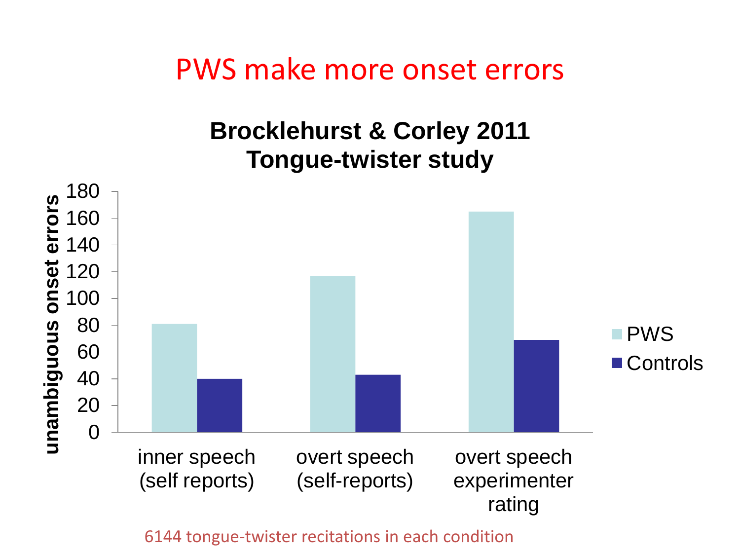# PWS make more onset errors

**Brocklehurst & Corley 2011**
**Tongue-twister study**

| | PWS | Controls |
|---|---|---|
| inner speech (self reports) | 81 | 40 |
| overt speech (self-reports) | 117 | 43 |
| overt speech experimenter rating | 165 | 69 |

*y-axis: unambiguous onset errors*

6144 tongue-twister recitations in each condition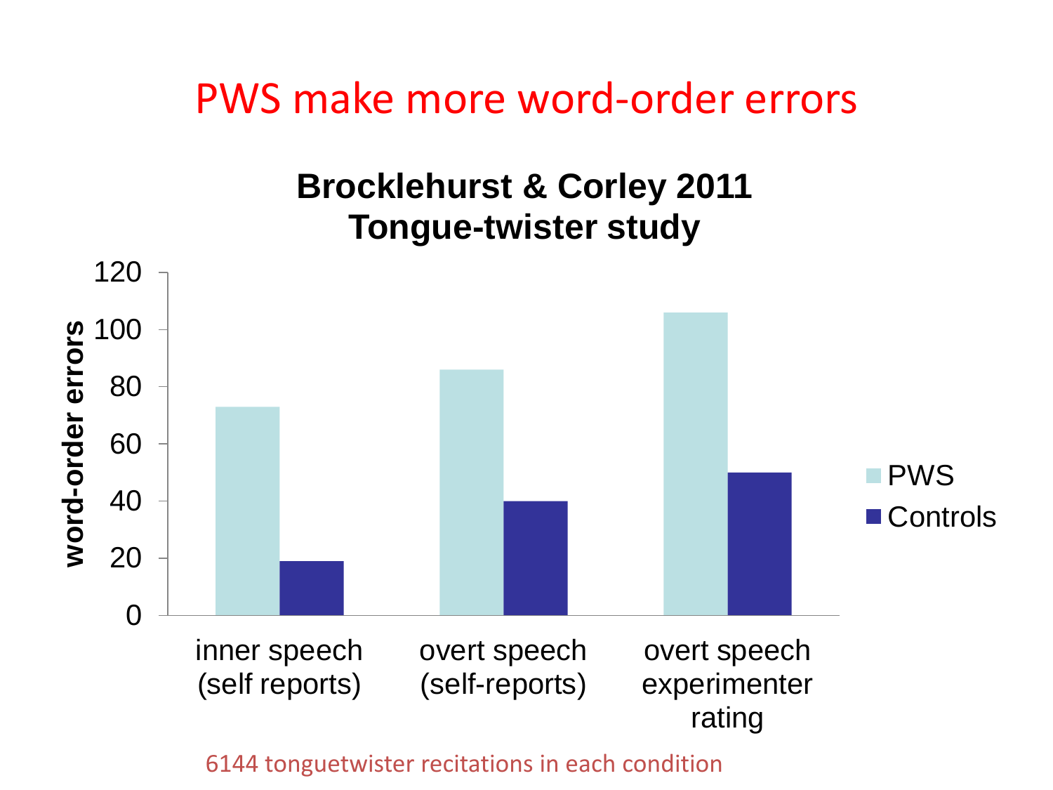# PWS make more word-order errors

**Brocklehurst & Corley 2011**
**Tongue-twister study**

| | PWS | Controls |
|---|---|---|
| inner speech (self reports) | 73 | 19 |
| overt speech (self-reports) | 86 | 40 |
| overt speech experimenter rating | 106 | 50 |

word-order errors

6144 tonguetwister recitations in each condition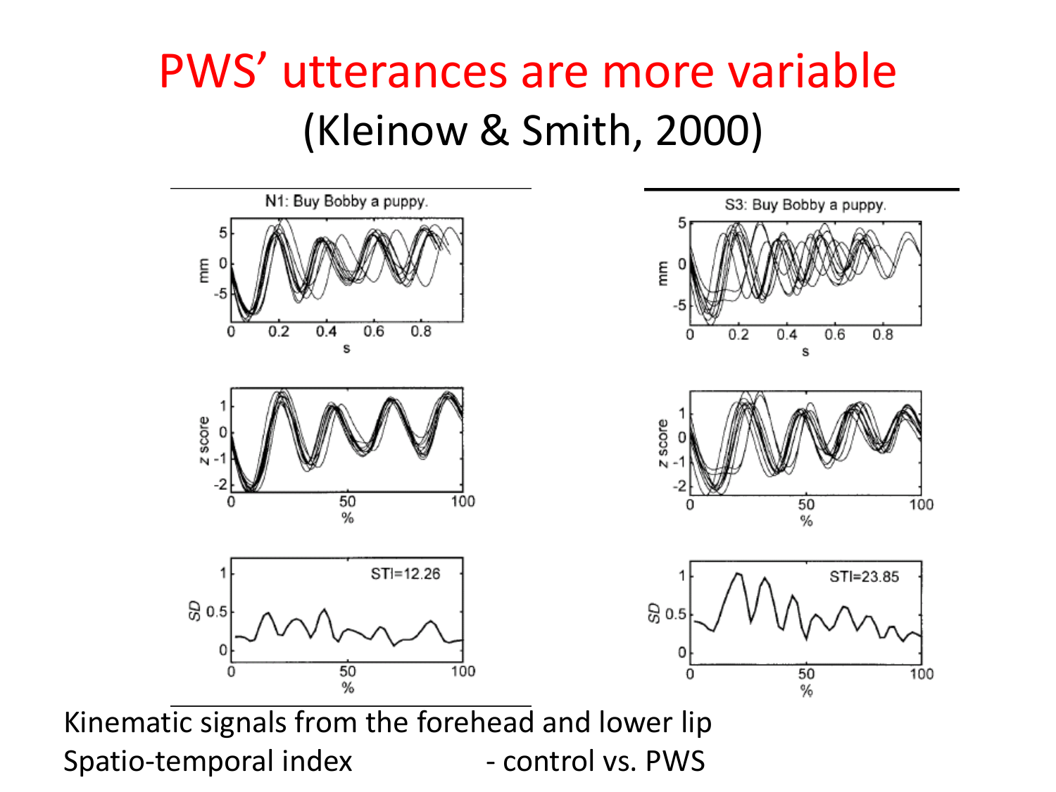# PWS' utterances are more variable

(Kleinow & Smith, 2000)

Kinematic signals from the forehead and lower lip

Spatio-temporal index - control vs. PWS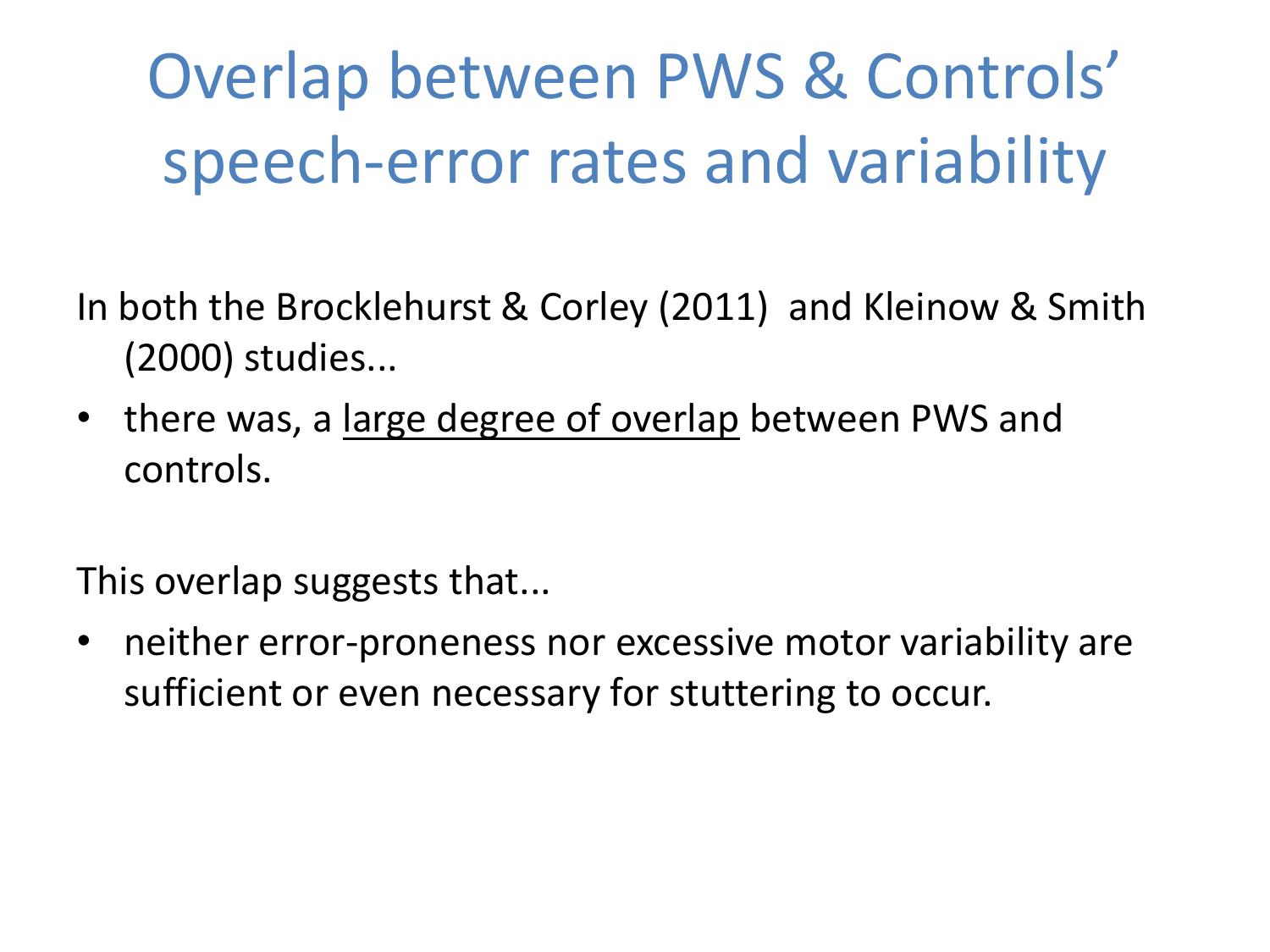# Overlap between PWS & Controls' speech-error rates and variability

In both the Brocklehurst & Corley (2011) and Kleinow & Smith (2000) studies...

- there was, a <u>large degree of overlap</u> between PWS and controls.

This overlap suggests that...

- neither error-proneness nor excessive motor variability are sufficient or even necessary for stuttering to occur.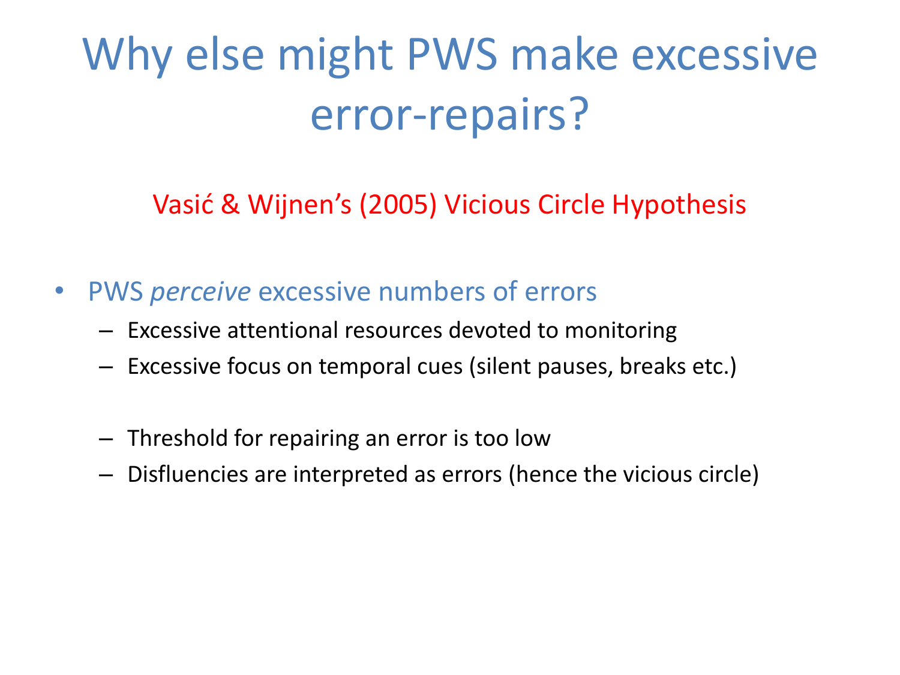# Why else might PWS make excessive error-repairs?

Vasić & Wijnen's (2005) Vicious Circle Hypothesis

- PWS *perceive* excessive numbers of errors
  - Excessive attentional resources devoted to monitoring
  - Excessive focus on temporal cues (silent pauses, breaks etc.)

  - Threshold for repairing an error is too low
  - Disfluencies are interpreted as errors (hence the vicious circle)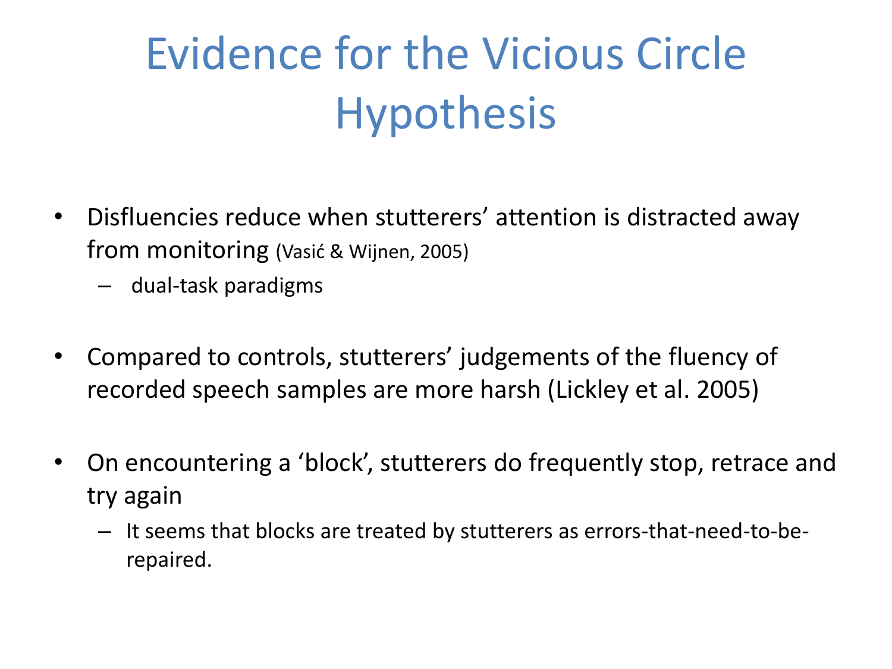# Evidence for the Vicious Circle Hypothesis

- Disfluencies reduce when stutterers' attention is distracted away from monitoring (Vasić & Wijnen, 2005)
  - dual-task paradigms
- Compared to controls, stutterers' judgements of the fluency of recorded speech samples are more harsh (Lickley et al. 2005)
- On encountering a 'block', stutterers do frequently stop, retrace and try again
  - It seems that blocks are treated by stutterers as errors-that-need-to-be-repaired.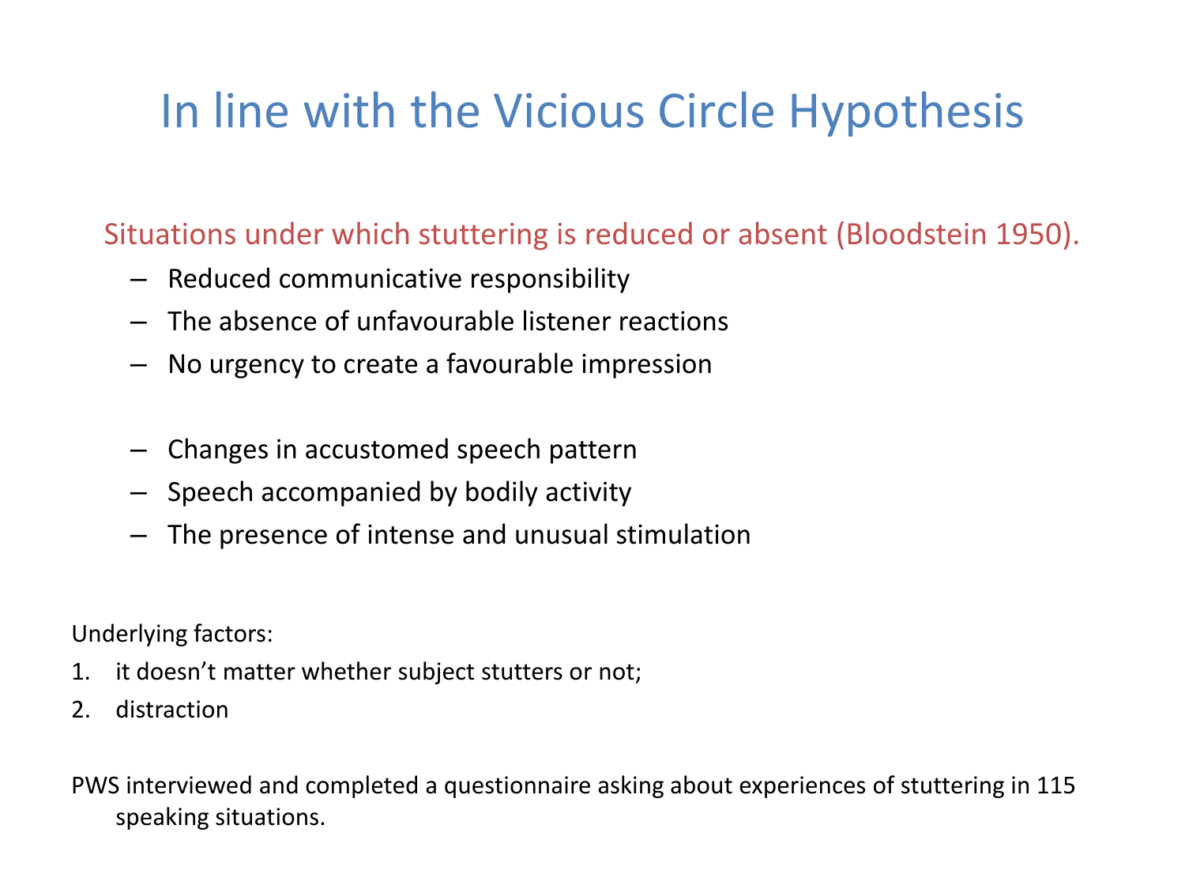# In line with the Vicious Circle Hypothesis

Situations under which stuttering is reduced or absent (Bloodstein 1950).

- Reduced communicative responsibility
- The absence of unfavourable listener reactions
- No urgency to create a favourable impression

- Changes in accustomed speech pattern
- Speech accompanied by bodily activity
- The presence of intense and unusual stimulation

Underlying factors:

1. it doesn't matter whether subject stutters or not;
2. distraction

PWS interviewed and completed a questionnaire asking about experiences of stuttering in 115 speaking situations.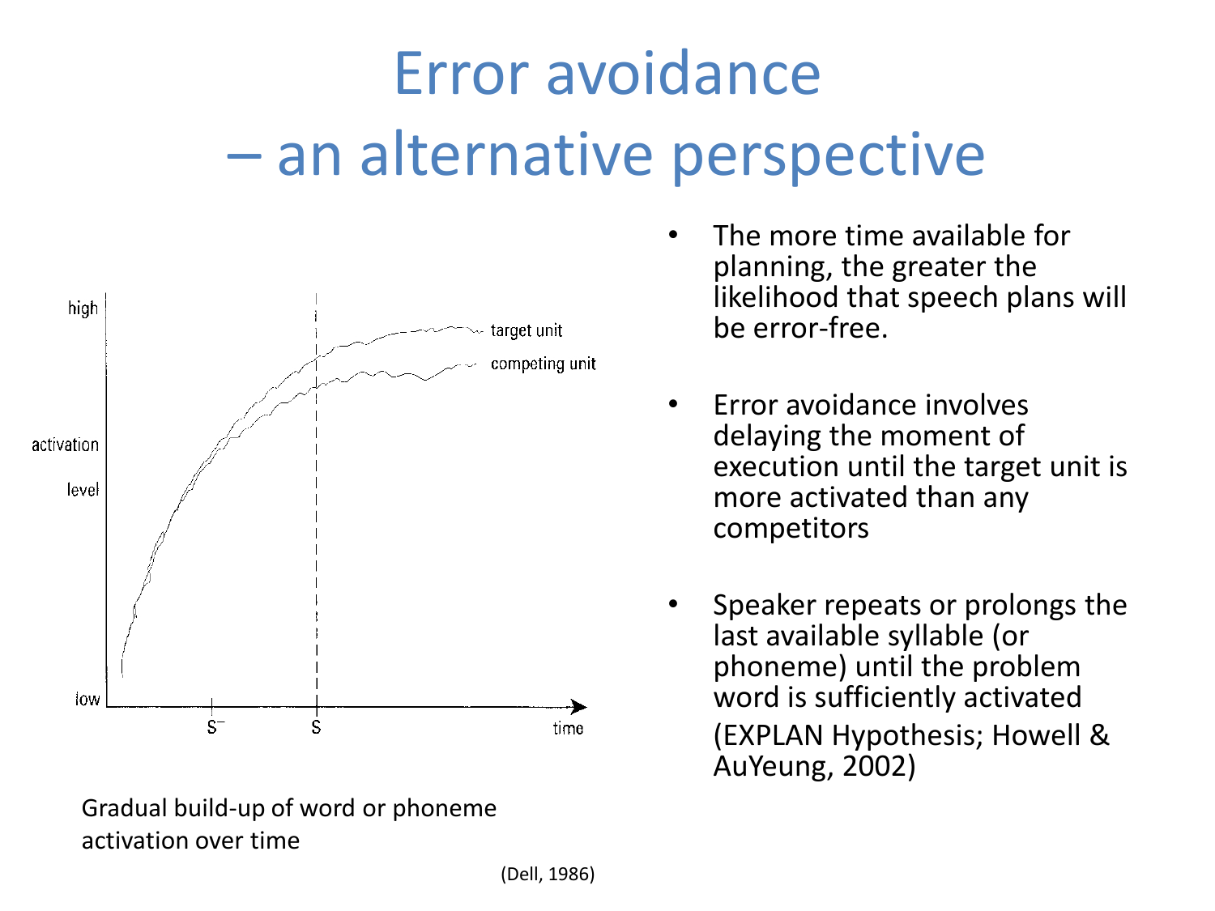# Error avoidance – an alternative perspective

Gradual build-up of word or phoneme activation over time

(Dell, 1986)

- The more time available for planning, the greater the likelihood that speech plans will be error-free.
- Error avoidance involves delaying the moment of execution until the target unit is more activated than any competitors
- Speaker repeats or prolongs the last available syllable (or phoneme) until the problem word is sufficiently activated (EXPLAN Hypothesis; Howell & AuYeung, 2002)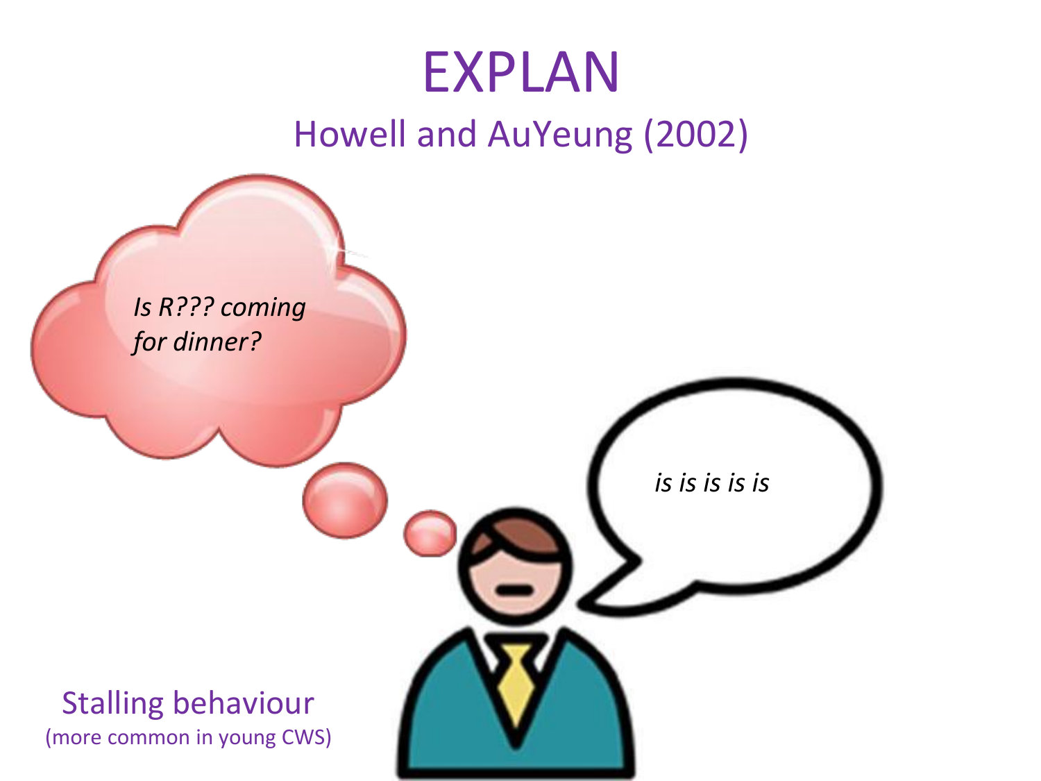# EXPLAN

## Howell and AuYeung (2002)

*Is R??? coming for dinner?*

*is is is is is*

Stalling behaviour

(more common in young CWS)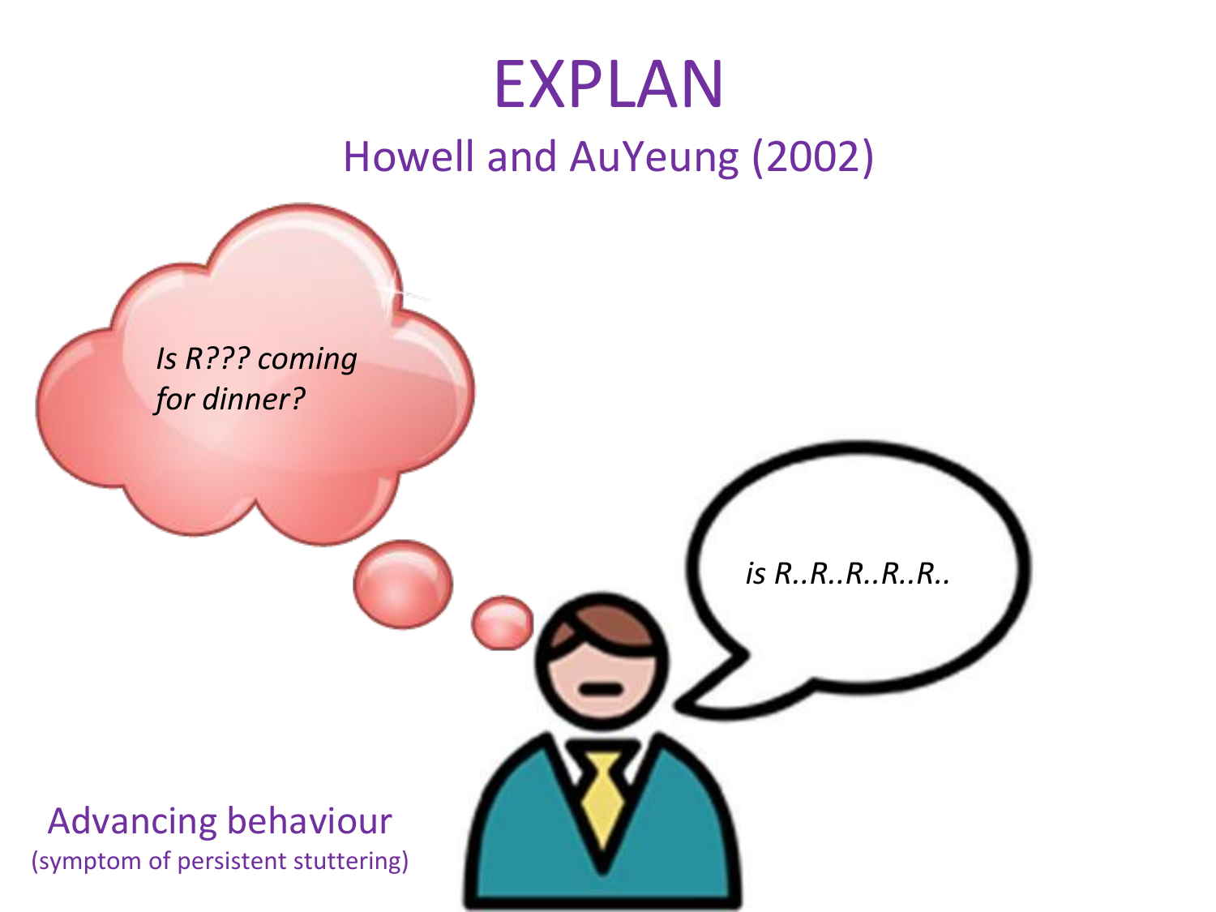# EXPLAN

## Howell and AuYeung (2002)

*Is R??? coming for dinner?*

*is R..R..R..R..R..*

Advancing behaviour

(symptom of persistent stuttering)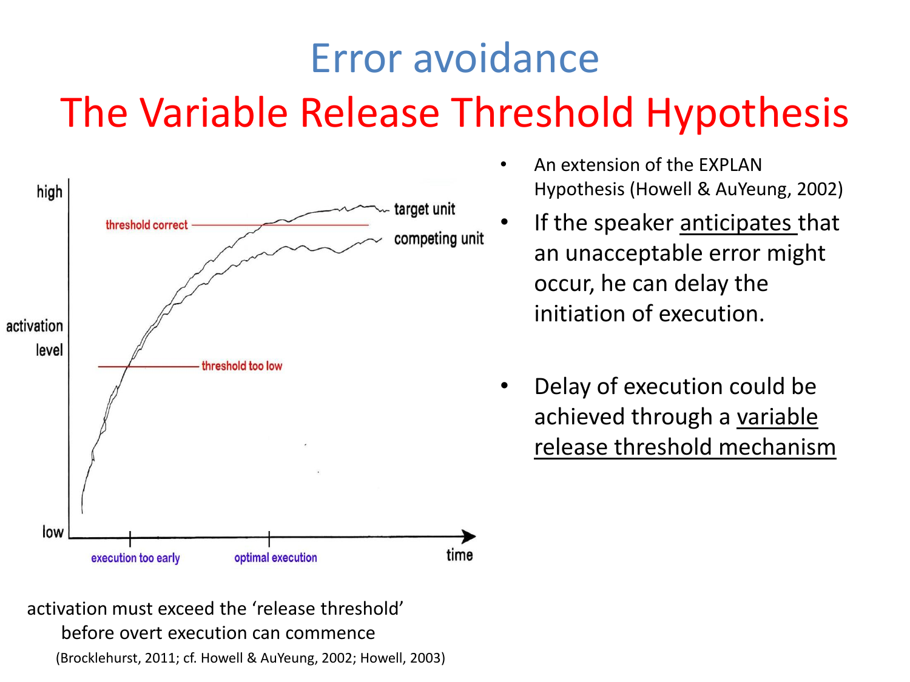# Error avoidance

## The Variable Release Threshold Hypothesis

high

threshold correct — target unit

competing unit

activation level

threshold too low

low

execution too early — optimal execution — time

activation must exceed the 'release threshold' before overt execution can commence

(Brocklehurst, 2011; cf. Howell & AuYeung, 2002; Howell, 2003)

- An extension of the EXPLAN Hypothesis (Howell & AuYeung, 2002)
- If the speaker anticipates that an unacceptable error might occur, he can delay the initiation of execution.
- Delay of execution could be achieved through a variable release threshold mechanism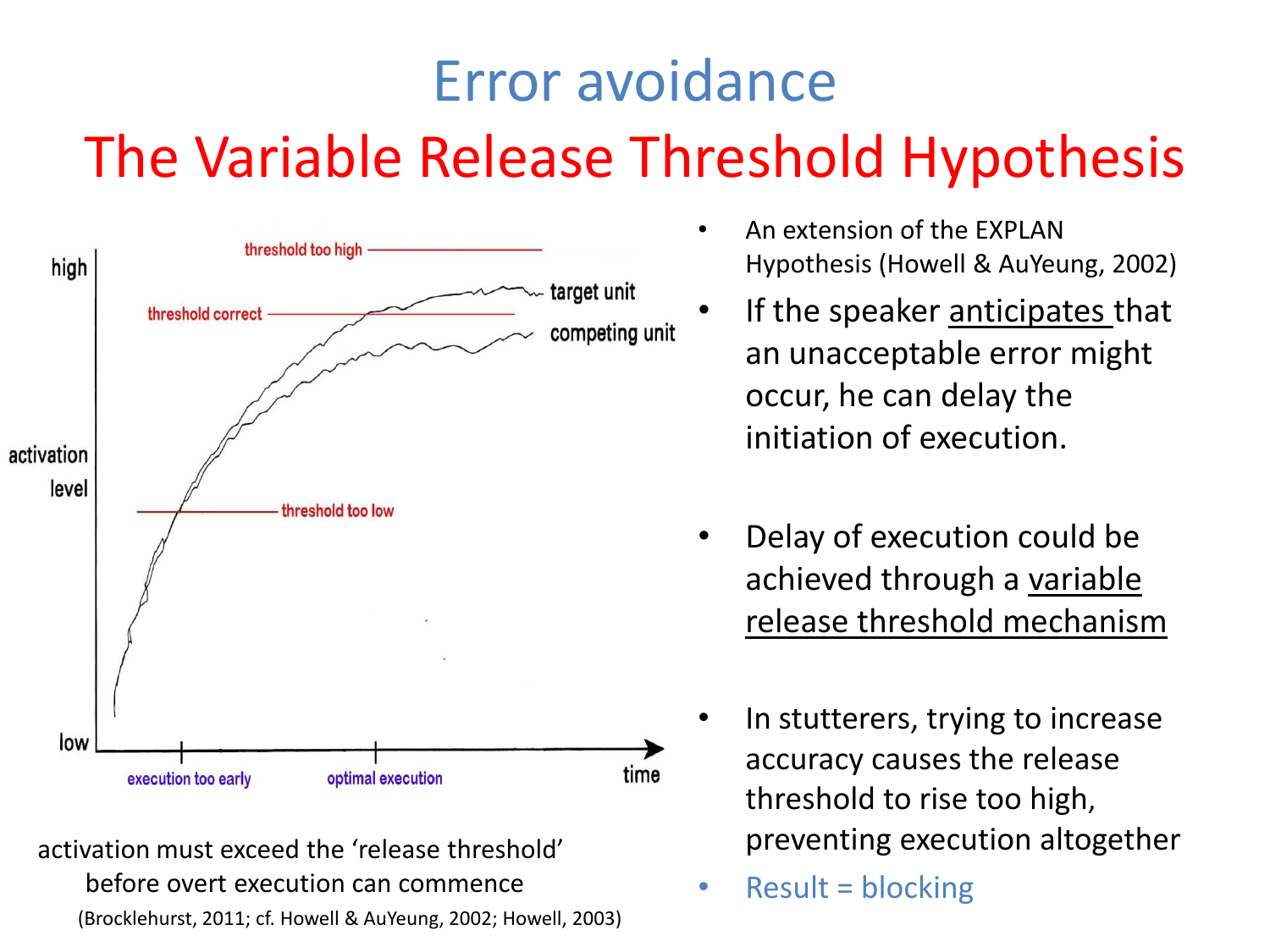# Error avoidance

## The Variable Release Threshold Hypothesis

activation must exceed the 'release threshold' before overt execution can commence

(Brocklehurst, 2011; cf. Howell & AuYeung, 2002; Howell, 2003)

- An extension of the EXPLAN Hypothesis (Howell & AuYeung, 2002)
- If the speaker anticipates that an unacceptable error might occur, he can delay the initiation of execution.
- Delay of execution could be achieved through a variable release threshold mechanism
- In stutterers, trying to increase accuracy causes the release threshold to rise too high, preventing execution altogether
- Result = blocking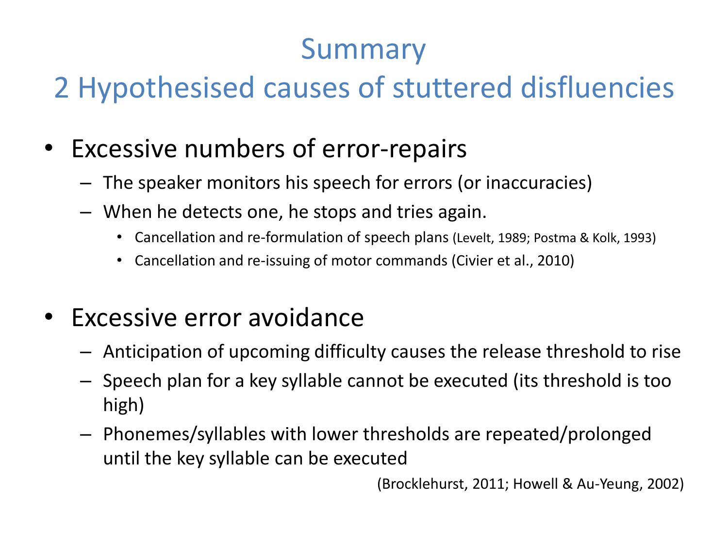# Summary

## 2 Hypothesised causes of stuttered disfluencies

- Excessive numbers of error-repairs
  - The speaker monitors his speech for errors (or inaccuracies)
  - When he detects one, he stops and tries again.
    - Cancellation and re-formulation of speech plans (Levelt, 1989; Postma & Kolk, 1993)
    - Cancellation and re-issuing of motor commands (Civier et al., 2010)

- Excessive error avoidance
  - Anticipation of upcoming difficulty causes the release threshold to rise
  - Speech plan for a key syllable cannot be executed (its threshold is too high)
  - Phonemes/syllables with lower thresholds are repeated/prolonged until the key syllable can be executed

(Brocklehurst, 2011; Howell & Au-Yeung, 2002)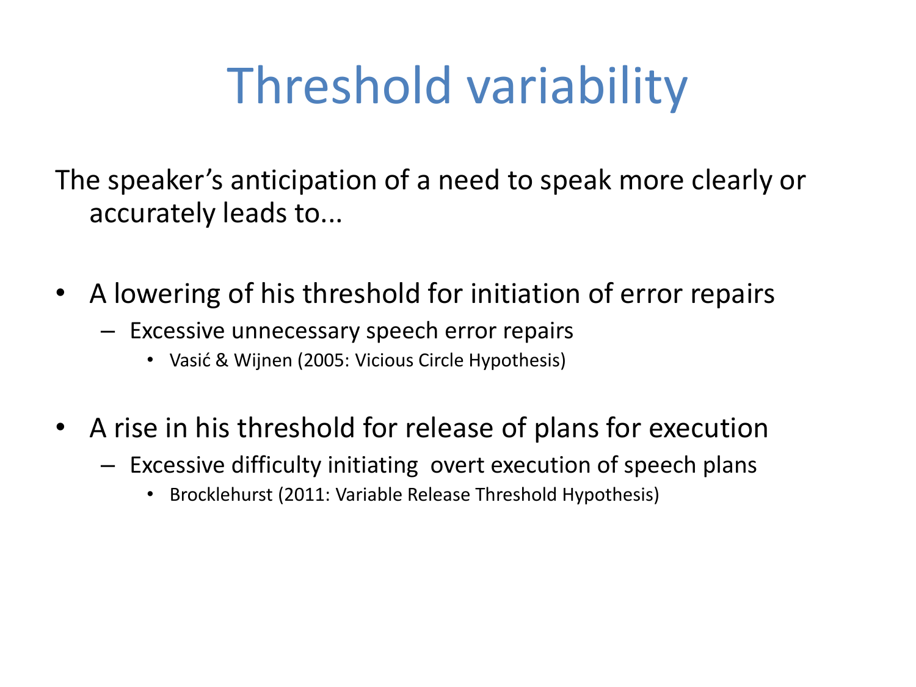# Threshold variability

The speaker's anticipation of a need to speak more clearly or accurately leads to...

- A lowering of his threshold for initiation of error repairs
  - Excessive unnecessary speech error repairs
    - Vasić & Wijnen (2005: Vicious Circle Hypothesis)

- A rise in his threshold for release of plans for execution
  - Excessive difficulty initiating overt execution of speech plans
    - Brocklehurst (2011: Variable Release Threshold Hypothesis)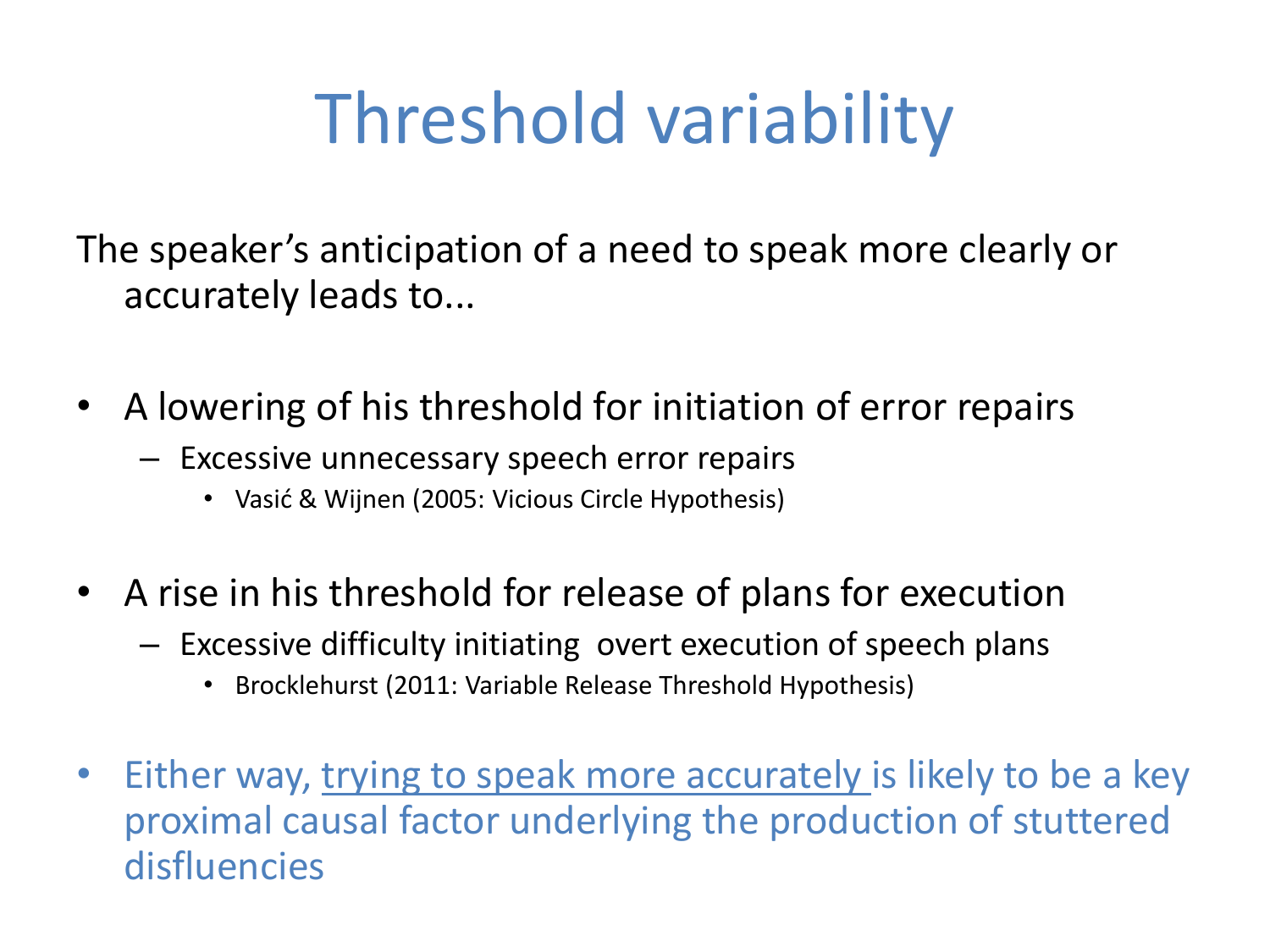# Threshold variability

The speaker's anticipation of a need to speak more clearly or accurately leads to...

- A lowering of his threshold for initiation of error repairs
  - Excessive unnecessary speech error repairs
    - Vasić & Wijnen (2005: Vicious Circle Hypothesis)

- A rise in his threshold for release of plans for execution
  - Excessive difficulty initiating overt execution of speech plans
    - Brocklehurst (2011: Variable Release Threshold Hypothesis)

- Either way, <u>trying to speak more accurately</u> is likely to be a key proximal causal factor underlying the production of stuttered disfluencies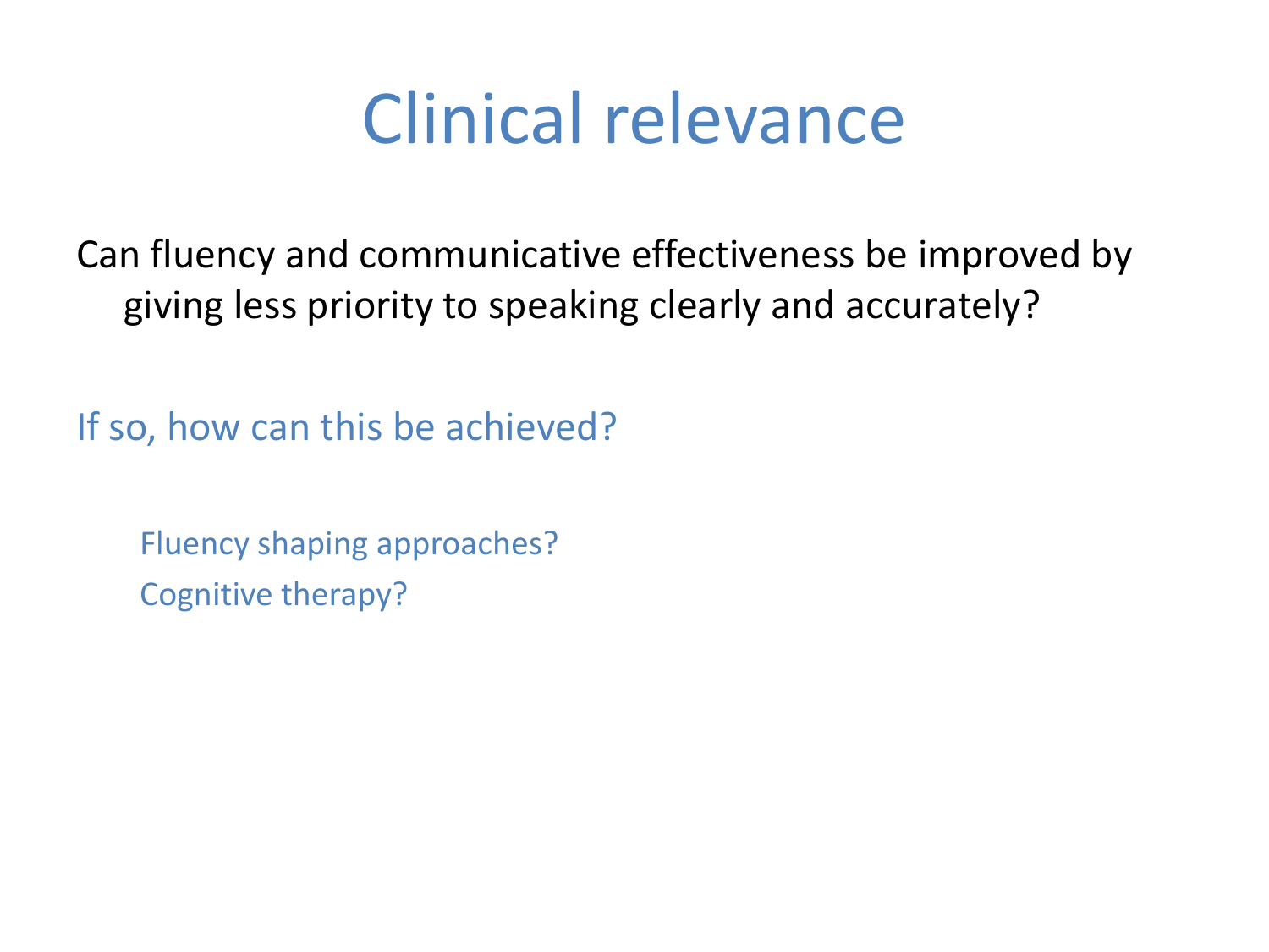# Clinical relevance

Can fluency and communicative effectiveness be improved by giving less priority to speaking clearly and accurately?

If so, how can this be achieved?

- Fluency shaping approaches?
- Cognitive therapy?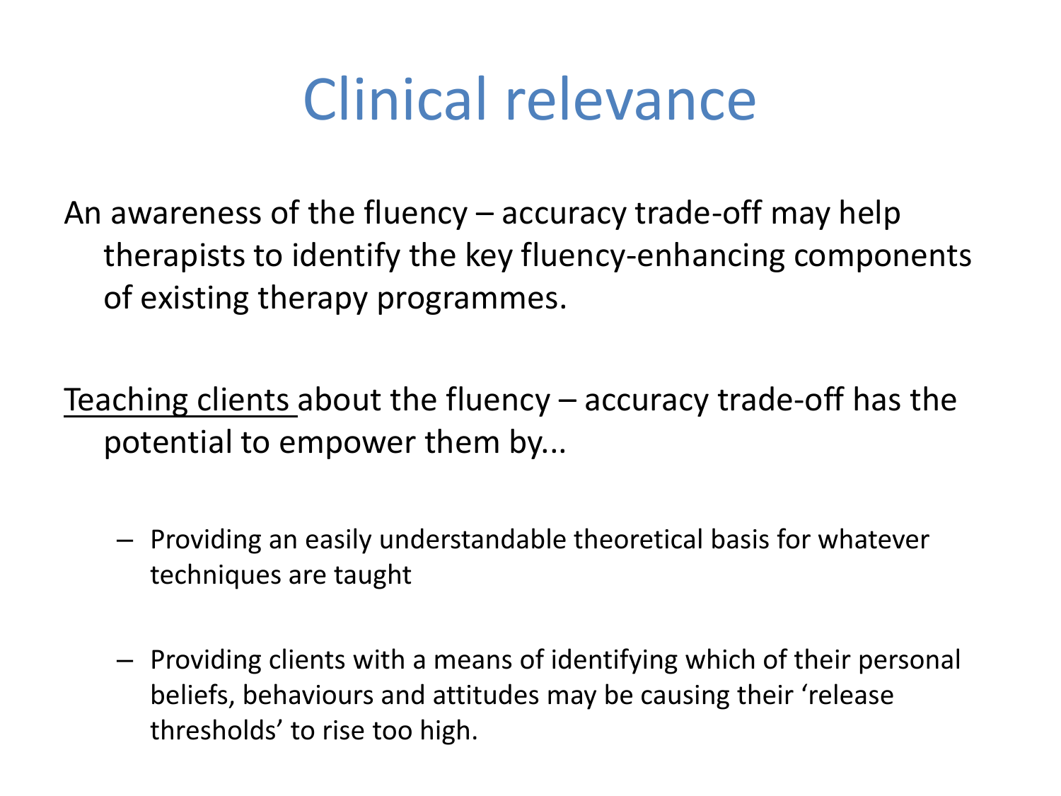# Clinical relevance

An awareness of the fluency – accuracy trade-off may help therapists to identify the key fluency-enhancing components of existing therapy programmes.

<u>Teaching clients</u> about the fluency – accuracy trade-off has the potential to empower them by...

- Providing an easily understandable theoretical basis for whatever techniques are taught
- Providing clients with a means of identifying which of their personal beliefs, behaviours and attitudes may be causing their 'release thresholds' to rise too high.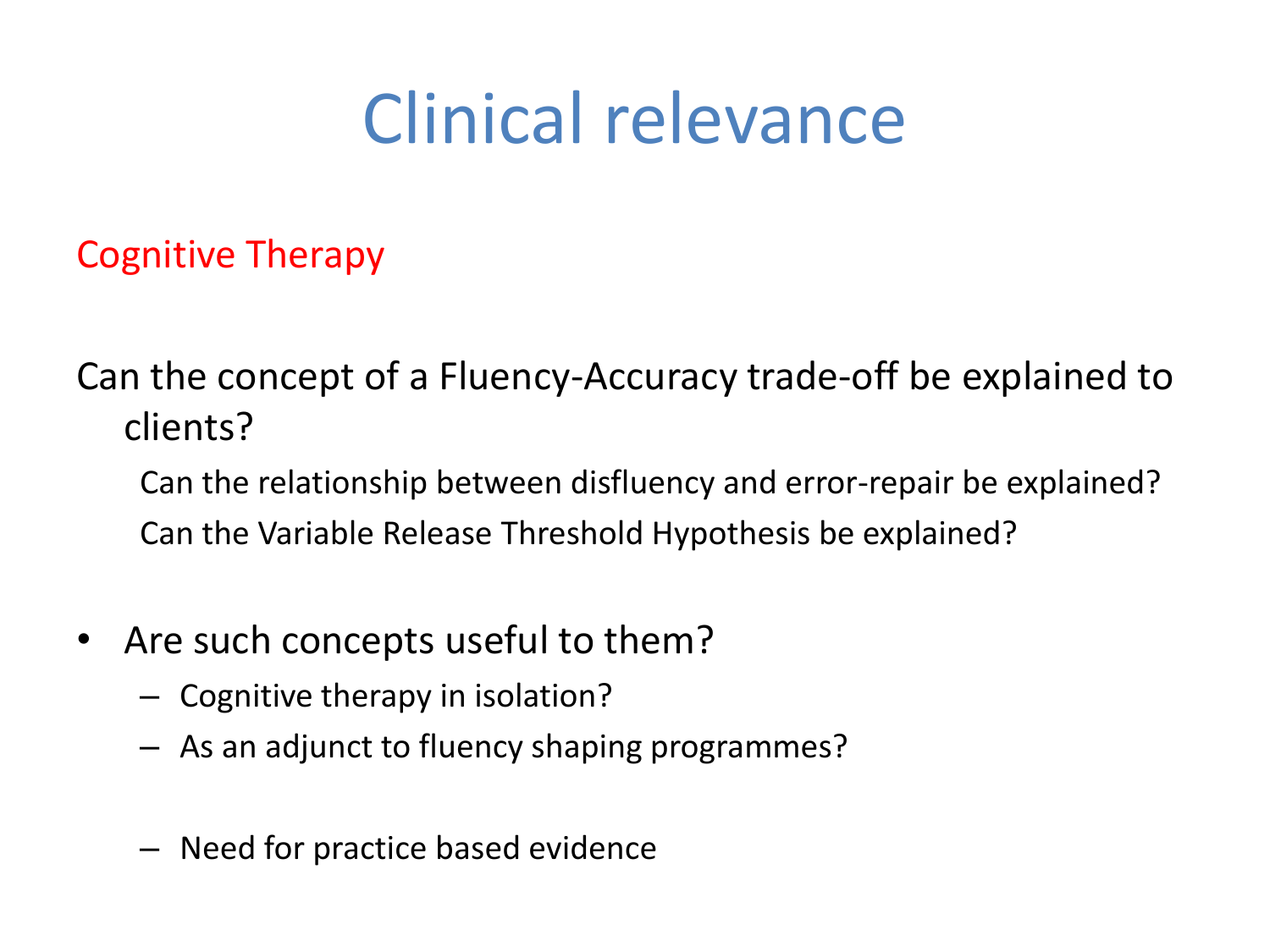# Clinical relevance

## Cognitive Therapy

Can the concept of a Fluency-Accuracy trade-off be explained to clients?

Can the relationship between disfluency and error-repair be explained?

Can the Variable Release Threshold Hypothesis be explained?

- Are such concepts useful to them?
  - Cognitive therapy in isolation?
  - As an adjunct to fluency shaping programmes?
  - Need for practice based evidence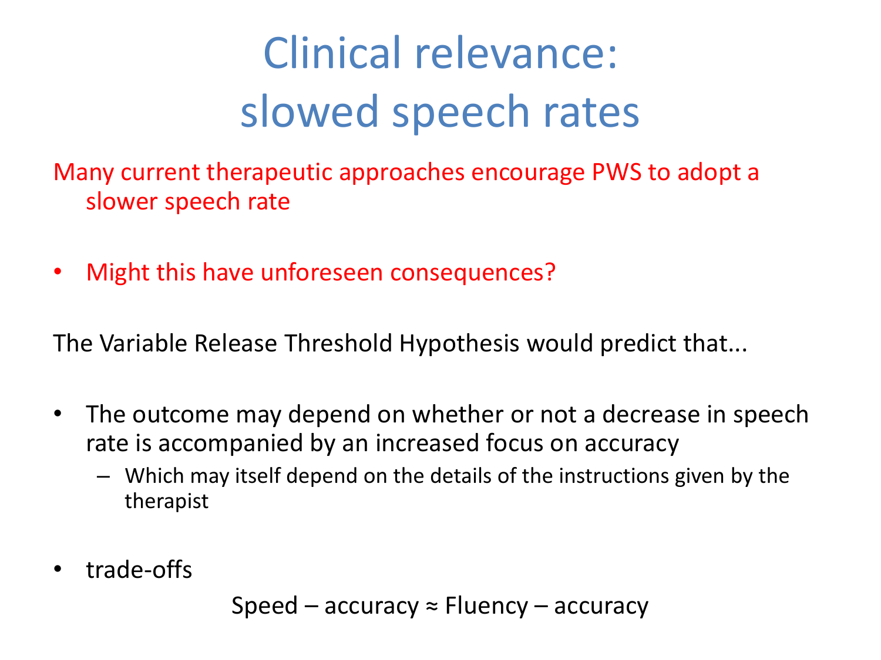# Clinical relevance: slowed speech rates

Many current therapeutic approaches encourage PWS to adopt a slower speech rate

- Might this have unforeseen consequences?

The Variable Release Threshold Hypothesis would predict that...

- The outcome may depend on whether or not a decrease in speech rate is accompanied by an increased focus on accuracy
  - Which may itself depend on the details of the instructions given by the therapist

- trade-offs

Speed – accuracy ≈ Fluency – accuracy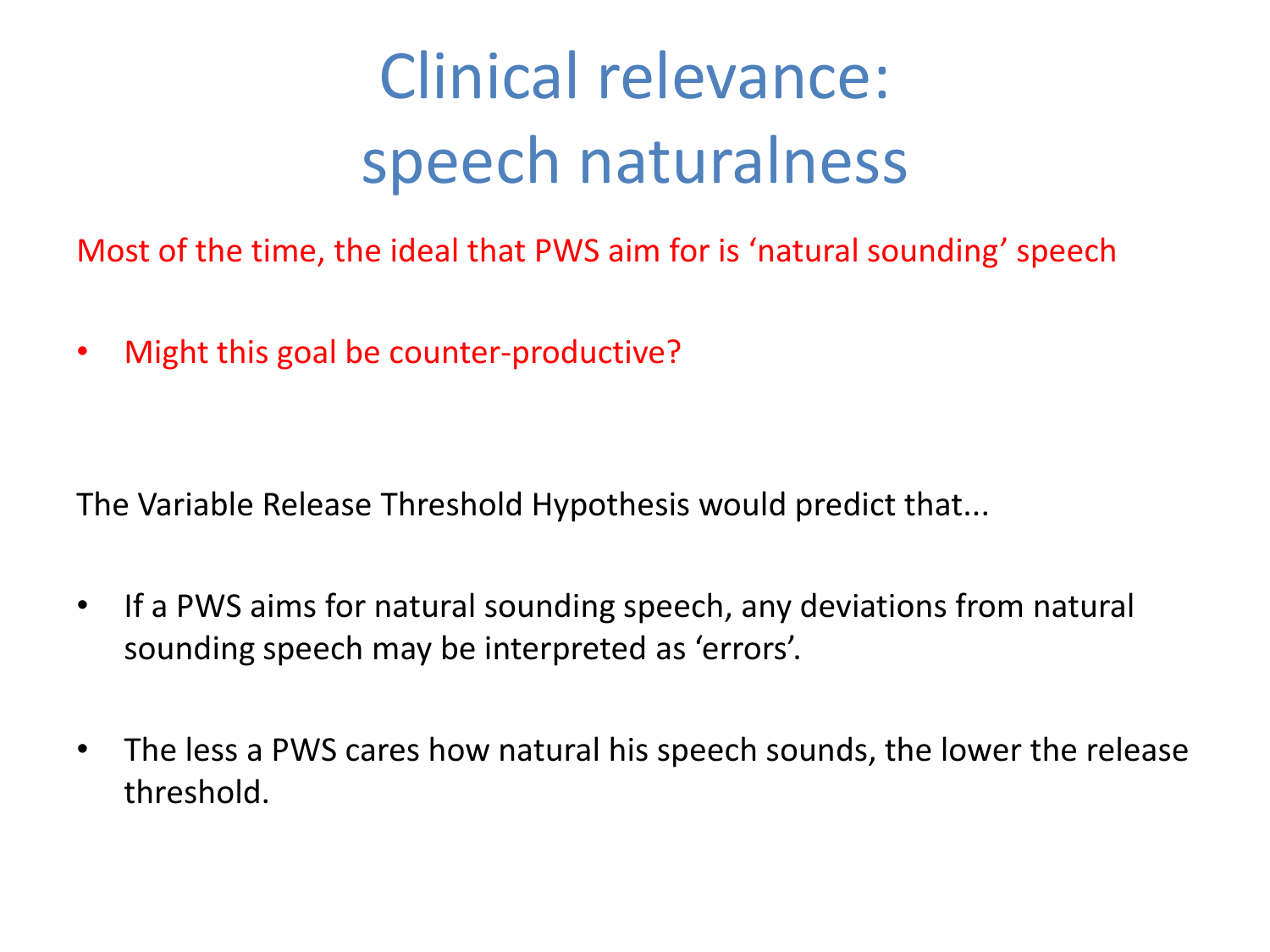# Clinical relevance: speech naturalness

Most of the time, the ideal that PWS aim for is 'natural sounding' speech

- Might this goal be counter-productive?

The Variable Release Threshold Hypothesis would predict that...

- If a PWS aims for natural sounding speech, any deviations from natural sounding speech may be interpreted as 'errors'.
- The less a PWS cares how natural his speech sounds, the lower the release threshold.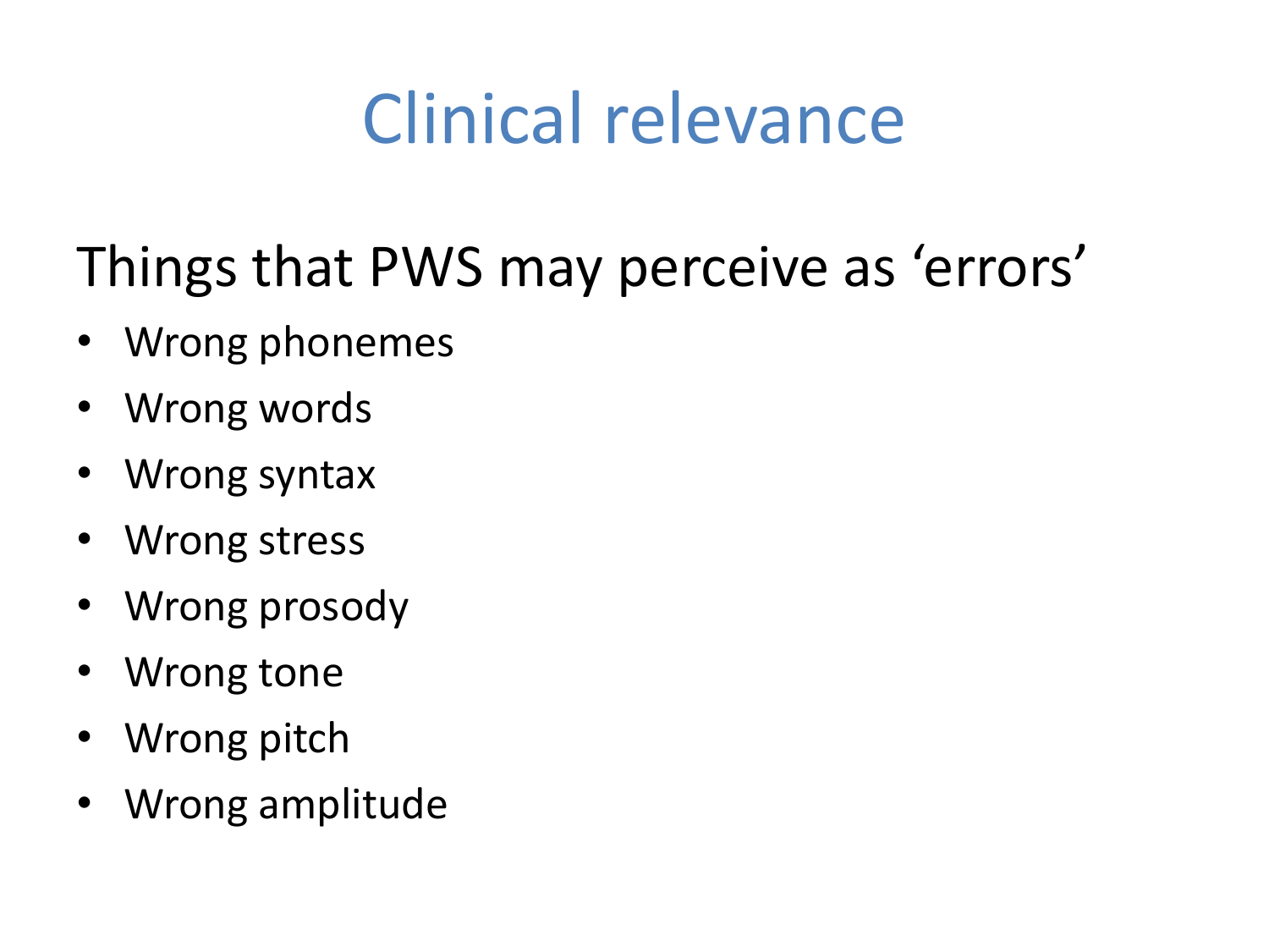# Clinical relevance

## Things that PWS may perceive as ‘errors’

- Wrong phonemes
- Wrong words
- Wrong syntax
- Wrong stress
- Wrong prosody
- Wrong tone
- Wrong pitch
- Wrong amplitude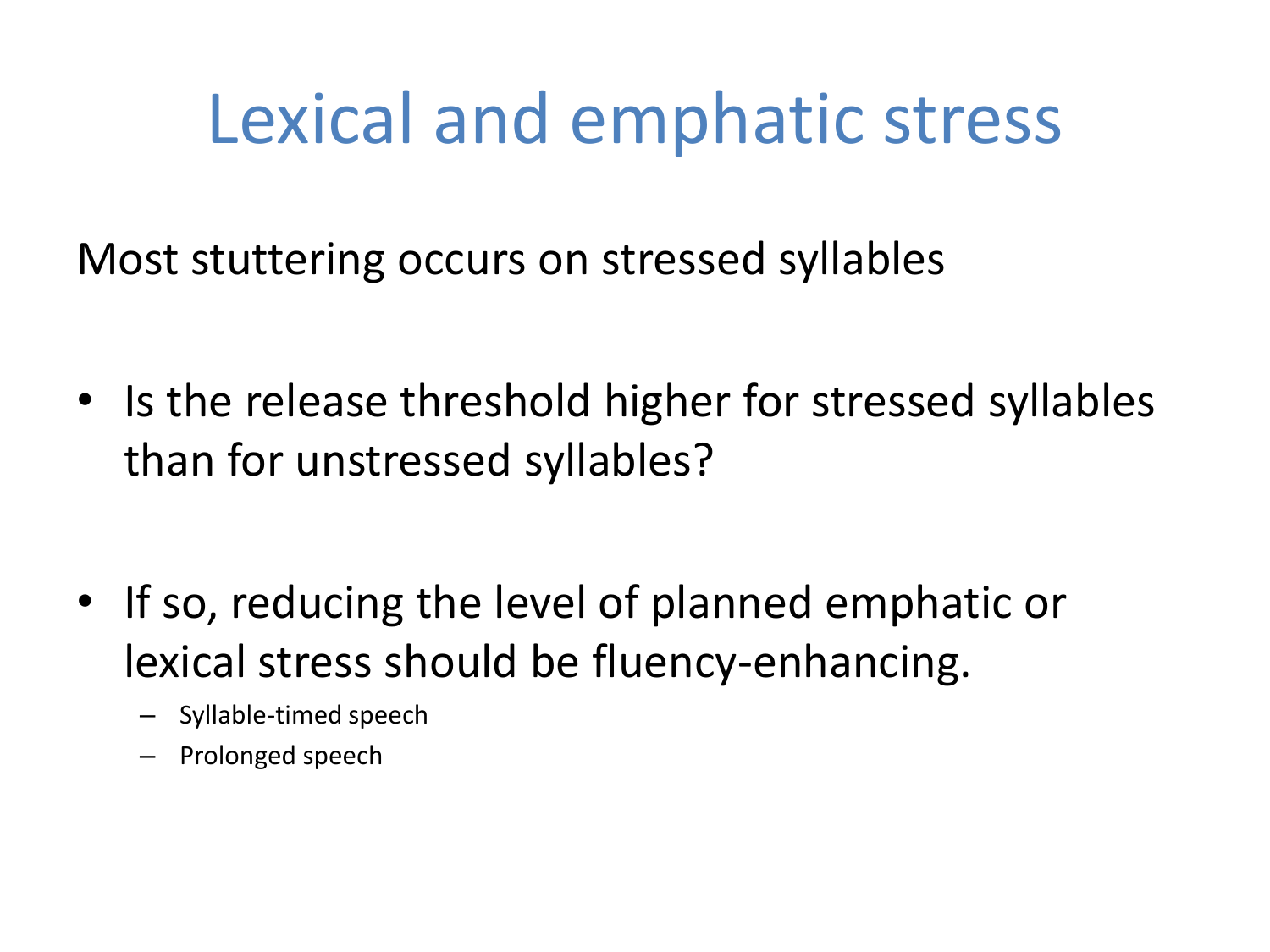# Lexical and emphatic stress

Most stuttering occurs on stressed syllables

- Is the release threshold higher for stressed syllables than for unstressed syllables?

- If so, reducing the level of planned emphatic or lexical stress should be fluency-enhancing.
  - Syllable-timed speech
  - Prolonged speech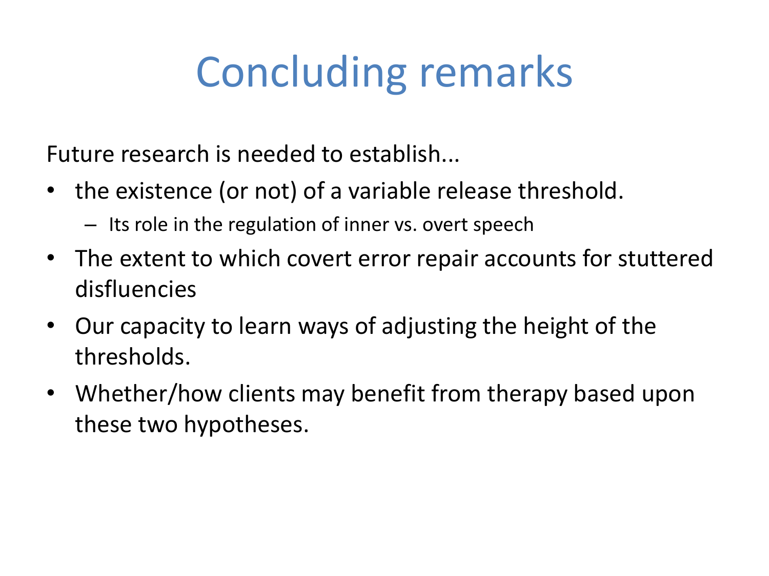# Concluding remarks

Future research is needed to establish...

- the existence (or not) of a variable release threshold.
  - Its role in the regulation of inner vs. overt speech
- The extent to which covert error repair accounts for stuttered disfluencies
- Our capacity to learn ways of adjusting the height of the thresholds.
- Whether/how clients may benefit from therapy based upon these two hypotheses.